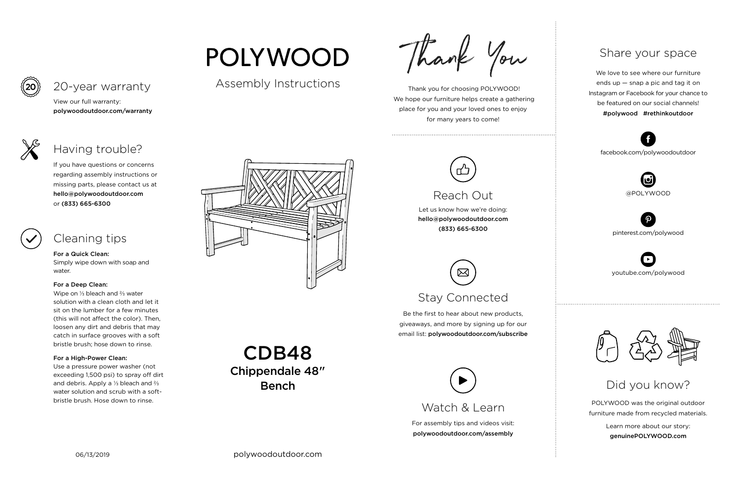# POLYWOOD

Assembly Instructions

## CDB48
**Chippendale 48″**
**Bench**

## 20-year warranty

View our full warranty:
**polywoodoutdoor.com/warranty**

## Having trouble?

If you have questions or concerns regarding assembly instructions or missing parts, please contact us at **hello@polywoodoutdoor.com** or **(833) 665-6300**

## Cleaning tips

**For a Quick Clean:**
Simply wipe down with soap and water.

**For a Deep Clean:**
Wipe on ⅓ bleach and ⅔ water solution with a clean cloth and let it sit on the lumber for a few minutes (this will not affect the color). Then, loosen any dirt and debris that may catch in surface grooves with a soft bristle brush; hose down to rinse.

**For a High-Power Clean:**
Use a pressure power washer (not exceeding 1,500 psi) to spray off dirt and debris. Apply a ⅓ bleach and ⅔ water solution and scrub with a soft-bristle brush. Hose down to rinse.

06/13/2019

polywoodoutdoor.com

## Thank You

Thank you for choosing POLYWOOD! We hope our furniture helps create a gathering place for you and your loved ones to enjoy for many years to come!

## Reach Out

Let us know how we're doing:
**hello@polywoodoutdoor.com**
**(833) 665-6300**

## Stay Connected

Be the first to hear about new products, giveaways, and more by signing up for our email list: **polywoodoutdoor.com/subscribe**

## Watch & Learn

For assembly tips and videos visit:
**polywoodoutdoor.com/assembly**

## Share your space

We love to see where our furniture ends up — snap a pic and tag it on Instagram or Facebook for your chance to be featured on our social channels!
**#polywood #rethinkoutdoor**

facebook.com/polywoodoutdoor

@POLYWOOD

pinterest.com/polywood

youtube.com/polywood

## Did you know?

POLYWOOD was the original outdoor furniture made from recycled materials.

Learn more about our story:
**genuinePOLYWOOD.com**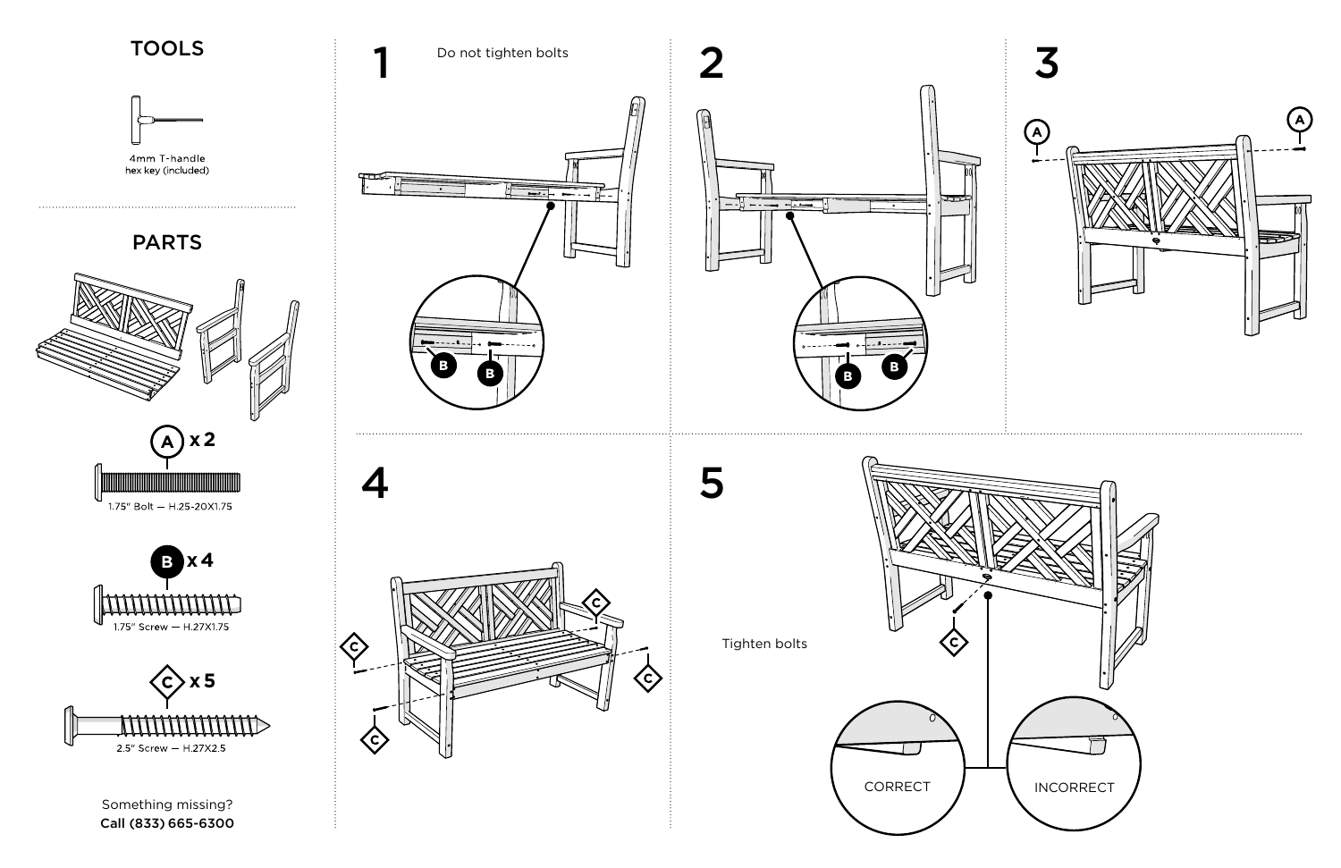## TOOLS

4mm T-handle hex key (included)

## PARTS

A x 2

1.75" Bolt — H.25-20X1.75

B x 4

1.75" Screw — H.27X1.75

C x 5

2.5" Screw — H.27X2.5

Something missing?
**Call (833) 665-6300**

## 1

Do not tighten bolts

B B

## 2

B B

## 3

A A

## 4

C C C C

## 5

Tighten bolts

C

CORRECT

INCORRECT